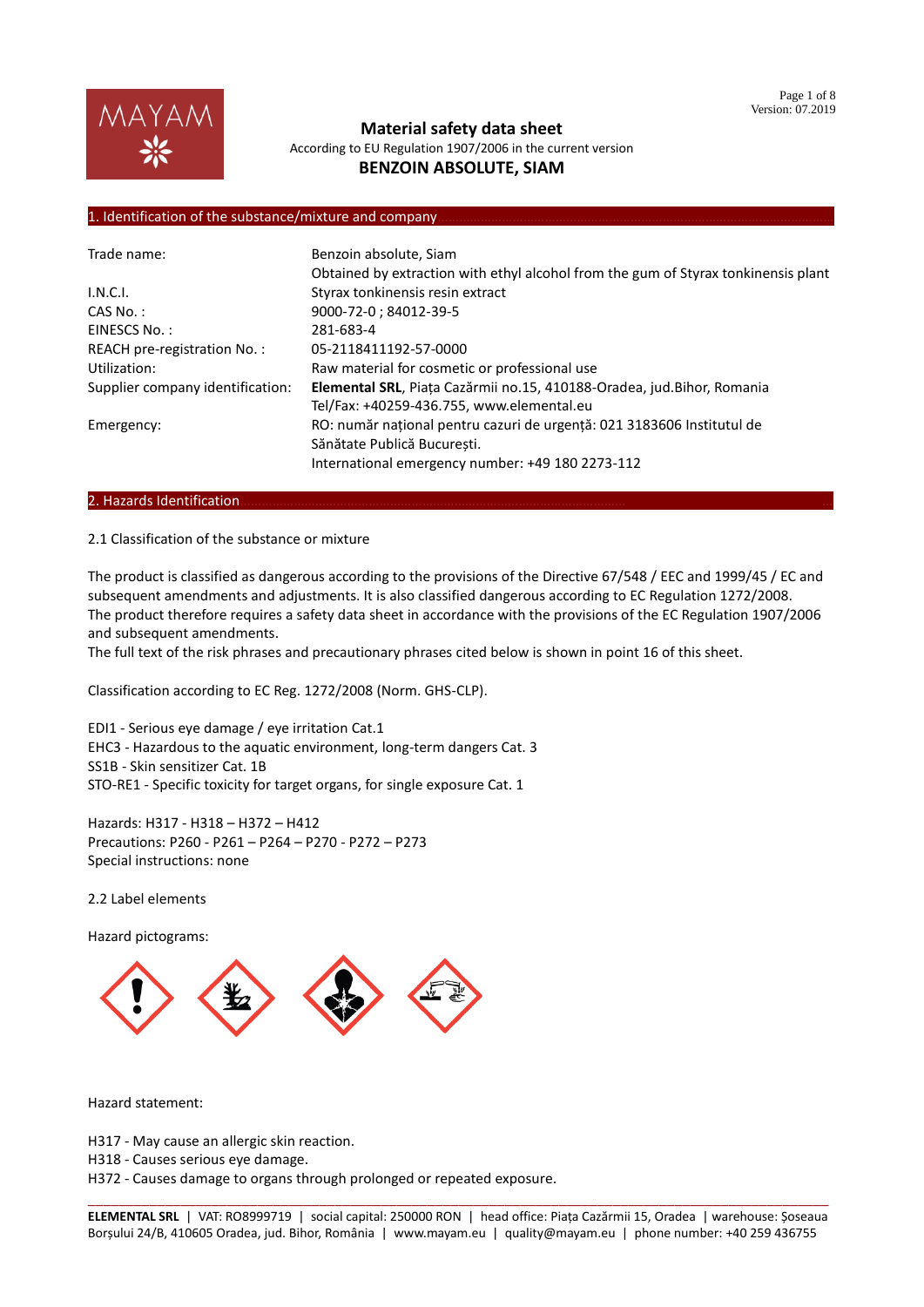# Material safety data sheet

According to EU Regulation 1907/2006 in the current version

**BENZOIN ABSOLUTE, SIAM**

## 1. Identification of the substance/mixture and company

| | |
|---|---|
| Trade name: | Benzoin absolute, Siam<br>Obtained by extraction with ethyl alcohol from the gum of Styrax tonkinensis plant |
| I.N.C.I. | Styrax tonkinensis resin extract |
| CAS No. : | 9000-72-0 ; 84012-39-5 |
| EINESCS No. : | 281-683-4 |
| REACH pre-registration No. : | 05-2118411192-57-0000 |
| Utilization: | Raw material for cosmetic or professional use |
| Supplier company identification: | **Elemental SRL**, Piața Cazărmii no.15, 410188-Oradea, jud.Bihor, Romania<br>Tel/Fax: +40259-436.755, www.elemental.eu |
| Emergency: | RO: număr național pentru cazuri de urgență: 021 3183606 Institutul de Sănătate Publică București.<br>International emergency number: +49 180 2273-112 |

## 2. Hazards Identification

2.1 Classification of the substance or mixture

The product is classified as dangerous according to the provisions of the Directive 67/548 / EEC and 1999/45 / EC and subsequent amendments and adjustments. It is also classified dangerous according to EC Regulation 1272/2008.
The product therefore requires a safety data sheet in accordance with the provisions of the EC Regulation 1907/2006 and subsequent amendments.
The full text of the risk phrases and precautionary phrases cited below is shown in point 16 of this sheet.

Classification according to EC Reg. 1272/2008 (Norm. GHS-CLP).

EDI1 - Serious eye damage / eye irritation Cat.1
EHC3 - Hazardous to the aquatic environment, long-term dangers Cat. 3
SS1B - Skin sensitizer Cat. 1B
STO-RE1 - Specific toxicity for target organs, for single exposure Cat. 1

Hazards: H317 - H318 – H372 – H412
Precautions: P260 - P261 – P264 – P270 - P272 – P273
Special instructions: none

2.2 Label elements

Hazard pictograms:

Hazard statement:

H317 - May cause an allergic skin reaction.
H318 - Causes serious eye damage.
H372 - Causes damage to organs through prolonged or repeated exposure.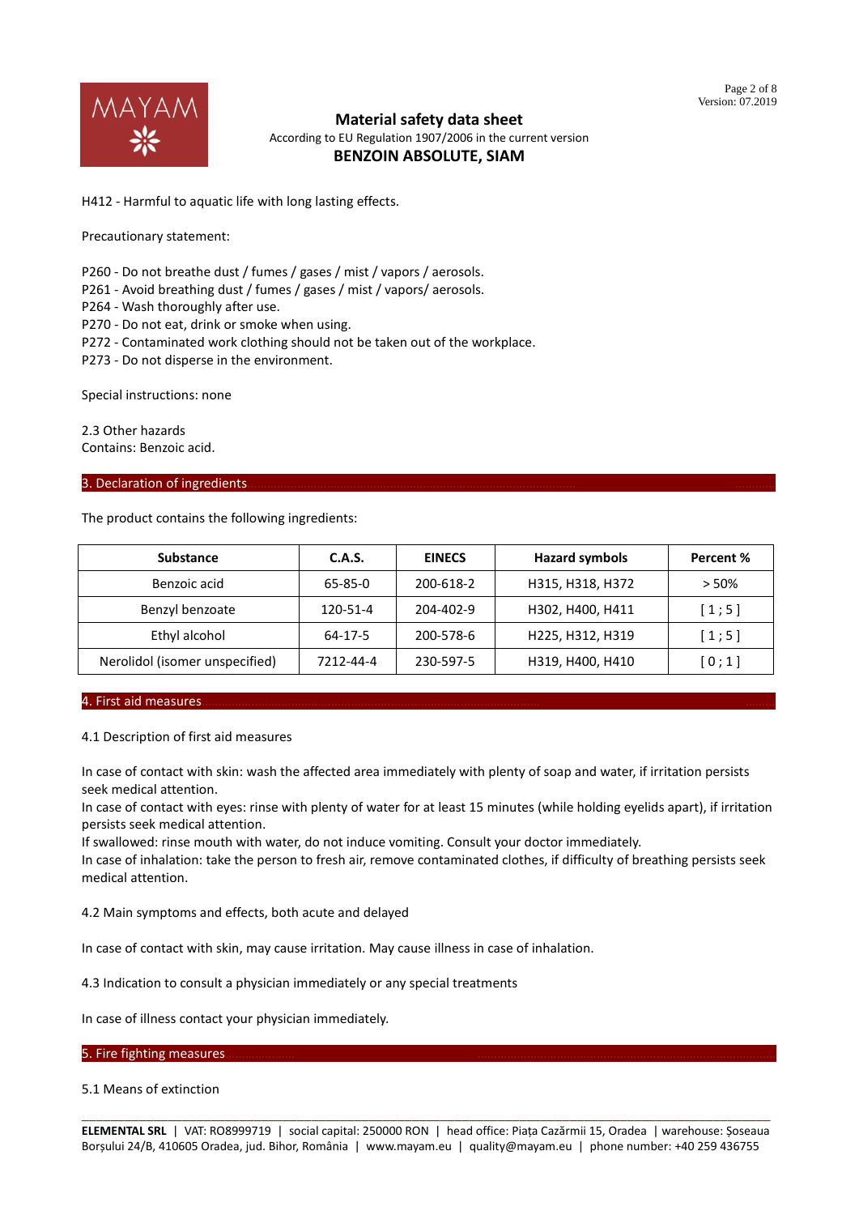H412 - Harmful to aquatic life with long lasting effects.

Precautionary statement:

P260 - Do not breathe dust / fumes / gases / mist / vapors / aerosols.
P261 - Avoid breathing dust / fumes / gases / mist / vapors/ aerosols.
P264 - Wash thoroughly after use.
P270 - Do not eat, drink or smoke when using.
P272 - Contaminated work clothing should not be taken out of the workplace.
P273 - Do not disperse in the environment.

Special instructions: none

2.3 Other hazards
Contains: Benzoic acid.

## 3. Declaration of ingredients

The product contains the following ingredients:

| Substance | C.A.S. | EINECS | Hazard symbols | Percent % |
|---|---|---|---|---|
| Benzoic acid | 65-85-0 | 200-618-2 | H315, H318, H372 | > 50% |
| Benzyl benzoate | 120-51-4 | 204-402-9 | H302, H400, H411 | [ 1 ; 5 ] |
| Ethyl alcohol | 64-17-5 | 200-578-6 | H225, H312, H319 | [ 1 ; 5 ] |
| Nerolidol (isomer unspecified) | 7212-44-4 | 230-597-5 | H319, H400, H410 | [ 0 ; 1 ] |

## 4. First aid measures

4.1 Description of first aid measures

In case of contact with skin: wash the affected area immediately with plenty of soap and water, if irritation persists seek medical attention.
In case of contact with eyes: rinse with plenty of water for at least 15 minutes (while holding eyelids apart), if irritation persists seek medical attention.
If swallowed: rinse mouth with water, do not induce vomiting. Consult your doctor immediately.
In case of inhalation: take the person to fresh air, remove contaminated clothes, if difficulty of breathing persists seek medical attention.

4.2 Main symptoms and effects, both acute and delayed

In case of contact with skin, may cause irritation. May cause illness in case of inhalation.

4.3 Indication to consult a physician immediately or any special treatments

In case of illness contact your physician immediately.

## 5. Fire fighting measures

5.1 Means of extinction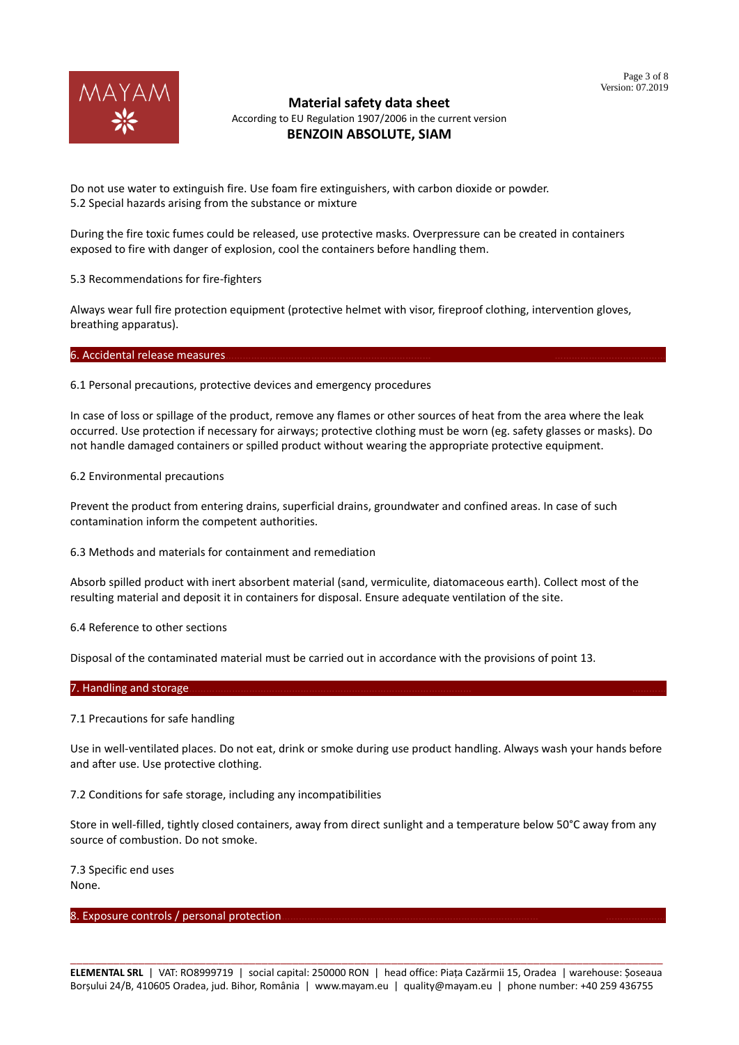Do not use water to extinguish fire. Use foam fire extinguishers, with carbon dioxide or powder.
5.2 Special hazards arising from the substance or mixture

During the fire toxic fumes could be released, use protective masks. Overpressure can be created in containers exposed to fire with danger of explosion, cool the containers before handling them.

5.3 Recommendations for fire-fighters

Always wear full fire protection equipment (protective helmet with visor, fireproof clothing, intervention gloves, breathing apparatus).

## 6. Accidental release measures

6.1 Personal precautions, protective devices and emergency procedures

In case of loss or spillage of the product, remove any flames or other sources of heat from the area where the leak occurred. Use protection if necessary for airways; protective clothing must be worn (eg. safety glasses or masks). Do not handle damaged containers or spilled product without wearing the appropriate protective equipment.

6.2 Environmental precautions

Prevent the product from entering drains, superficial drains, groundwater and confined areas. In case of such contamination inform the competent authorities.

6.3 Methods and materials for containment and remediation

Absorb spilled product with inert absorbent material (sand, vermiculite, diatomaceous earth). Collect most of the resulting material and deposit it in containers for disposal. Ensure adequate ventilation of the site.

6.4 Reference to other sections

Disposal of the contaminated material must be carried out in accordance with the provisions of point 13.

## 7. Handling and storage

7.1 Precautions for safe handling

Use in well-ventilated places. Do not eat, drink or smoke during use product handling. Always wash your hands before and after use. Use protective clothing.

7.2 Conditions for safe storage, including any incompatibilities

Store in well-filled, tightly closed containers, away from direct sunlight and a temperature below 50°C away from any source of combustion. Do not smoke.

7.3 Specific end uses
None.

## 8. Exposure controls / personal protection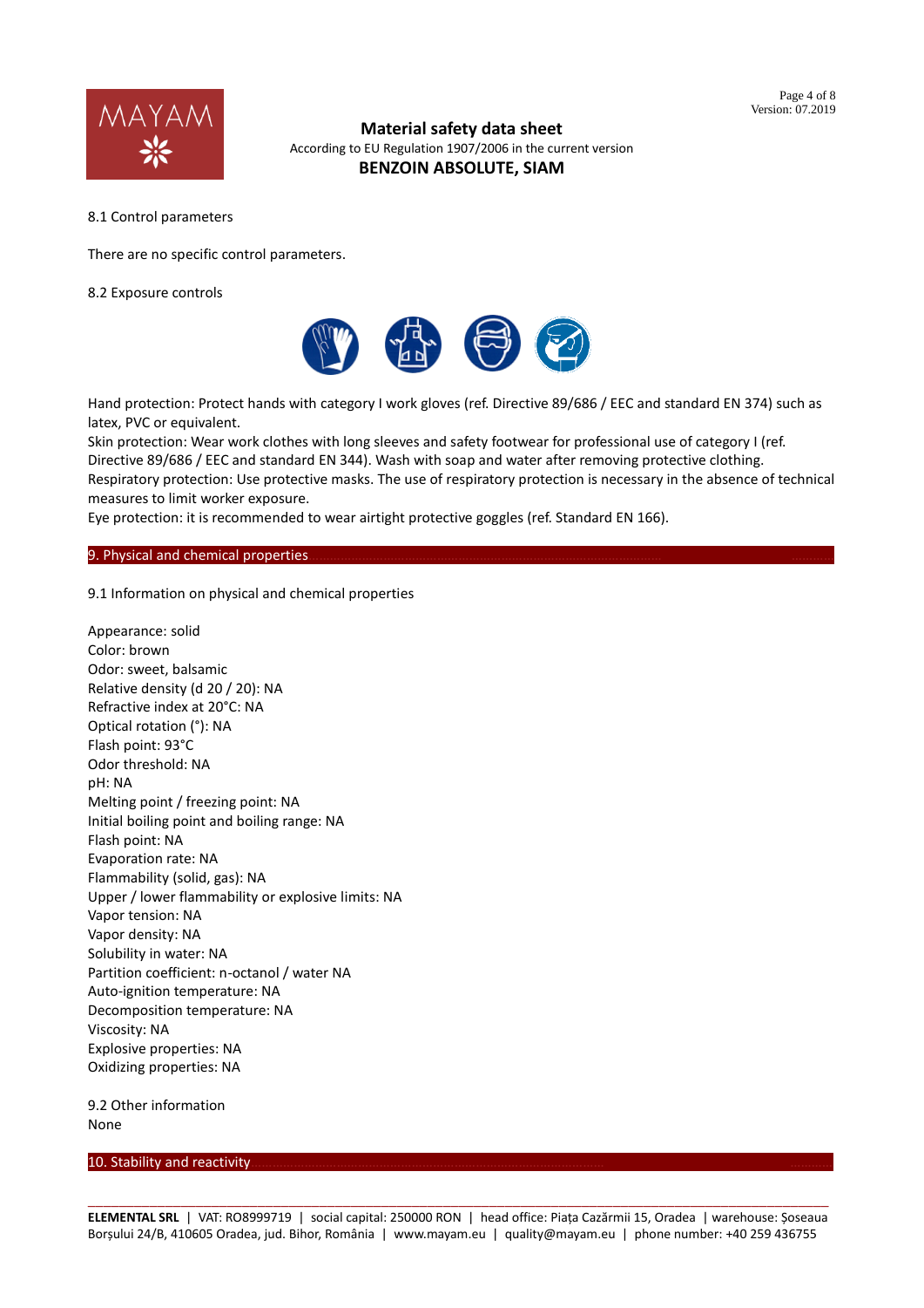8.1 Control parameters

There are no specific control parameters.

8.2 Exposure controls

Hand protection: Protect hands with category I work gloves (ref. Directive 89/686 / EEC and standard EN 374) such as latex, PVC or equivalent.
Skin protection: Wear work clothes with long sleeves and safety footwear for professional use of category I (ref. Directive 89/686 / EEC and standard EN 344). Wash with soap and water after removing protective clothing.
Respiratory protection: Use protective masks. The use of respiratory protection is necessary in the absence of technical measures to limit worker exposure.
Eye protection: it is recommended to wear airtight protective goggles (ref. Standard EN 166).

## 9. Physical and chemical properties

9.1 Information on physical and chemical properties

Appearance: solid
Color: brown
Odor: sweet, balsamic
Relative density (d 20 / 20): NA
Refractive index at 20°C: NA
Optical rotation (°): NA
Flash point: 93°C
Odor threshold: NA
pH: NA
Melting point / freezing point: NA
Initial boiling point and boiling range: NA
Flash point: NA
Evaporation rate: NA
Flammability (solid, gas): NA
Upper / lower flammability or explosive limits: NA
Vapor tension: NA
Vapor density: NA
Solubility in water: NA
Partition coefficient: n-octanol / water NA
Auto-ignition temperature: NA
Decomposition temperature: NA
Viscosity: NA
Explosive properties: NA
Oxidizing properties: NA

9.2 Other information
None

## 10. Stability and reactivity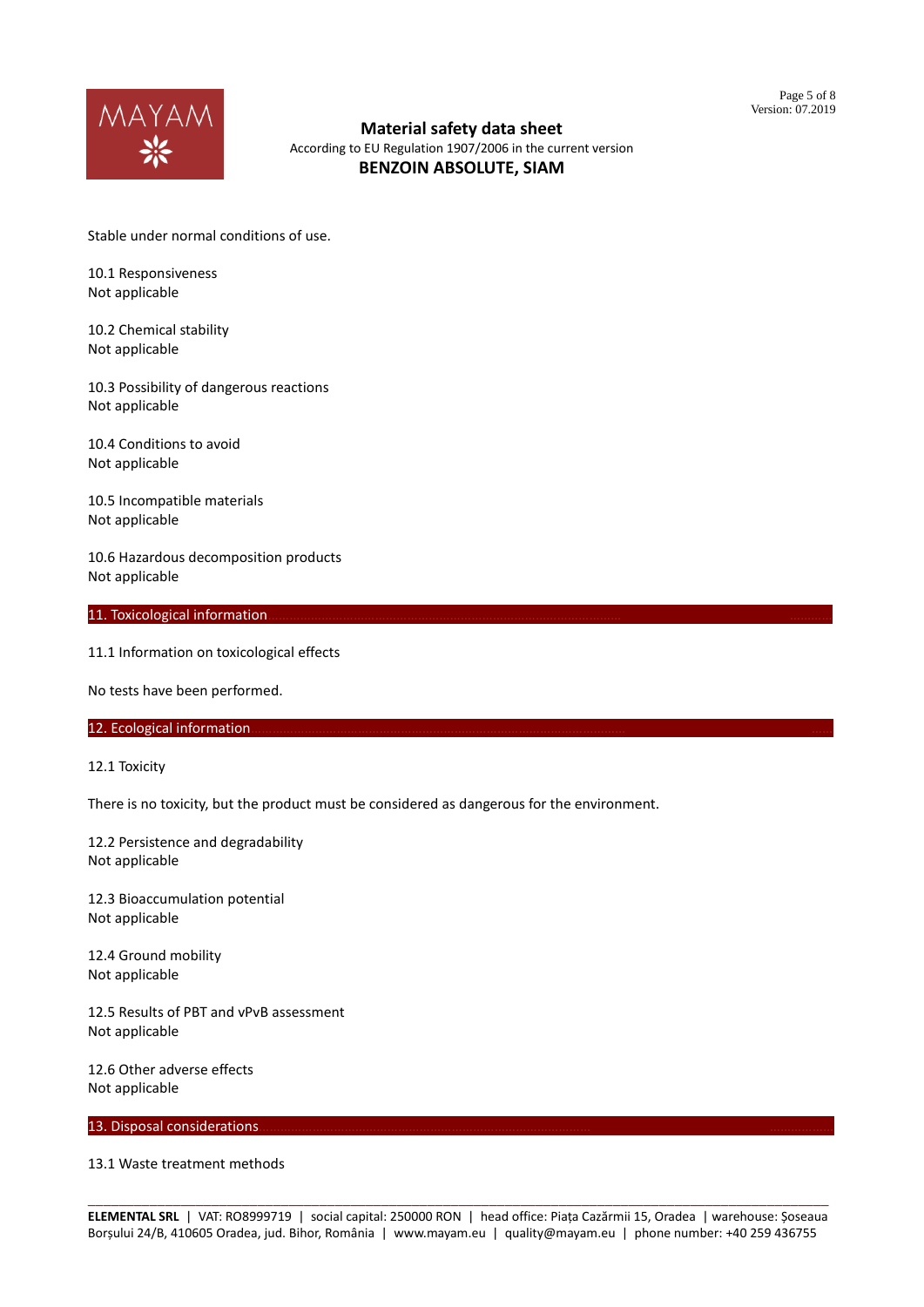Stable under normal conditions of use.

10.1 Responsiveness
Not applicable

10.2 Chemical stability
Not applicable

10.3 Possibility of dangerous reactions
Not applicable

10.4 Conditions to avoid
Not applicable

10.5 Incompatible materials
Not applicable

10.6 Hazardous decomposition products
Not applicable

## 11. Toxicological information

11.1 Information on toxicological effects

No tests have been performed.

## 12. Ecological information

12.1 Toxicity

There is no toxicity, but the product must be considered as dangerous for the environment.

12.2 Persistence and degradability
Not applicable

12.3 Bioaccumulation potential
Not applicable

12.4 Ground mobility
Not applicable

12.5 Results of PBT and vPvB assessment
Not applicable

12.6 Other adverse effects
Not applicable

## 13. Disposal considerations

13.1 Waste treatment methods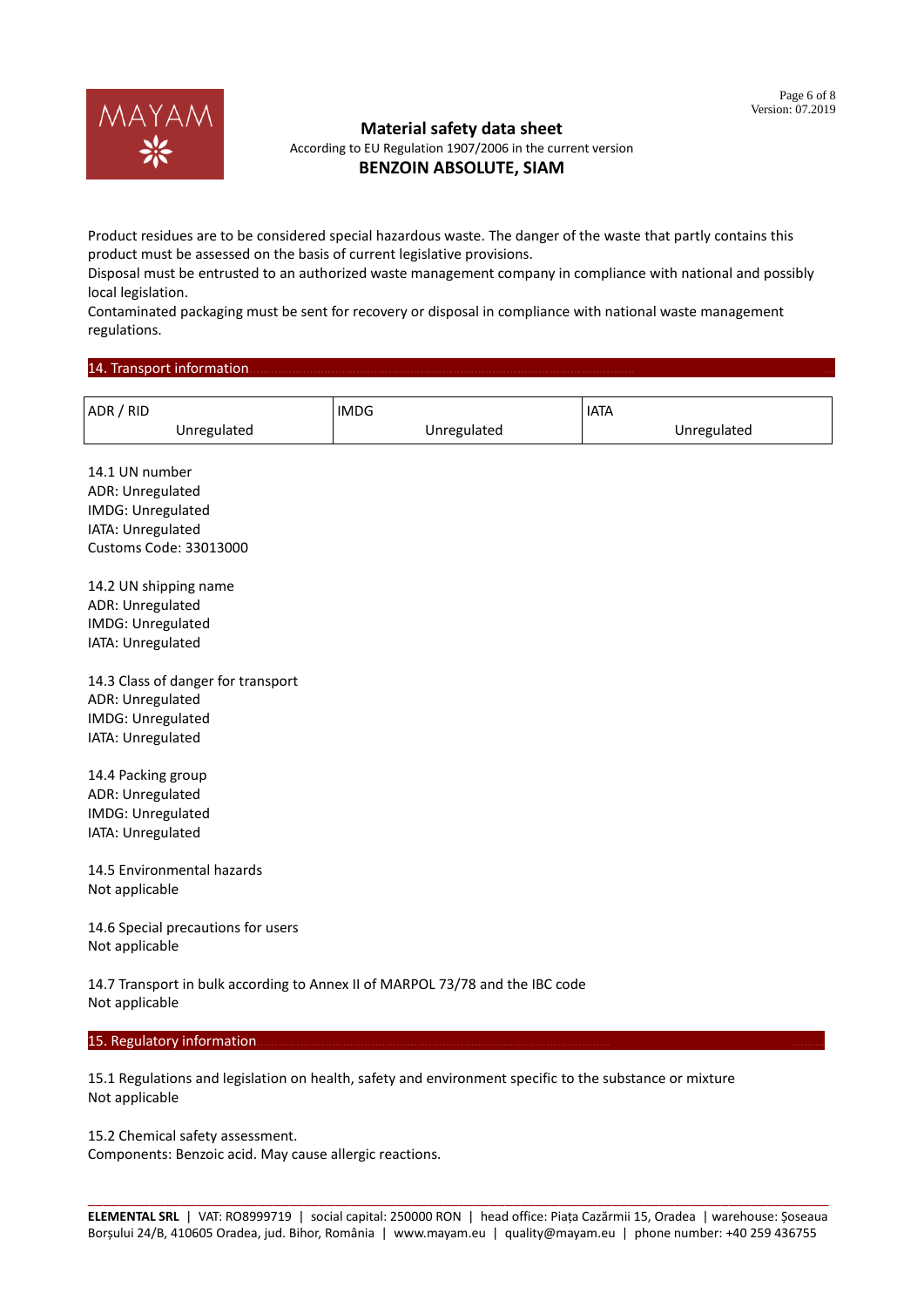Product residues are to be considered special hazardous waste. The danger of the waste that partly contains this product must be assessed on the basis of current legislative provisions.
Disposal must be entrusted to an authorized waste management company in compliance with national and possibly local legislation.
Contaminated packaging must be sent for recovery or disposal in compliance with national waste management regulations.

## 14. Transport information

| ADR / RID | IMDG | IATA |
|---|---|---|
| Unregulated | Unregulated | Unregulated |

14.1 UN number
ADR: Unregulated
IMDG: Unregulated
IATA: Unregulated
Customs Code: 33013000

14.2 UN shipping name
ADR: Unregulated
IMDG: Unregulated
IATA: Unregulated

14.3 Class of danger for transport
ADR: Unregulated
IMDG: Unregulated
IATA: Unregulated

14.4 Packing group
ADR: Unregulated
IMDG: Unregulated
IATA: Unregulated

14.5 Environmental hazards
Not applicable

14.6 Special precautions for users
Not applicable

14.7 Transport in bulk according to Annex II of MARPOL 73/78 and the IBC code
Not applicable

## 15. Regulatory information

15.1 Regulations and legislation on health, safety and environment specific to the substance or mixture
Not applicable

15.2 Chemical safety assessment.
Components: Benzoic acid. May cause allergic reactions.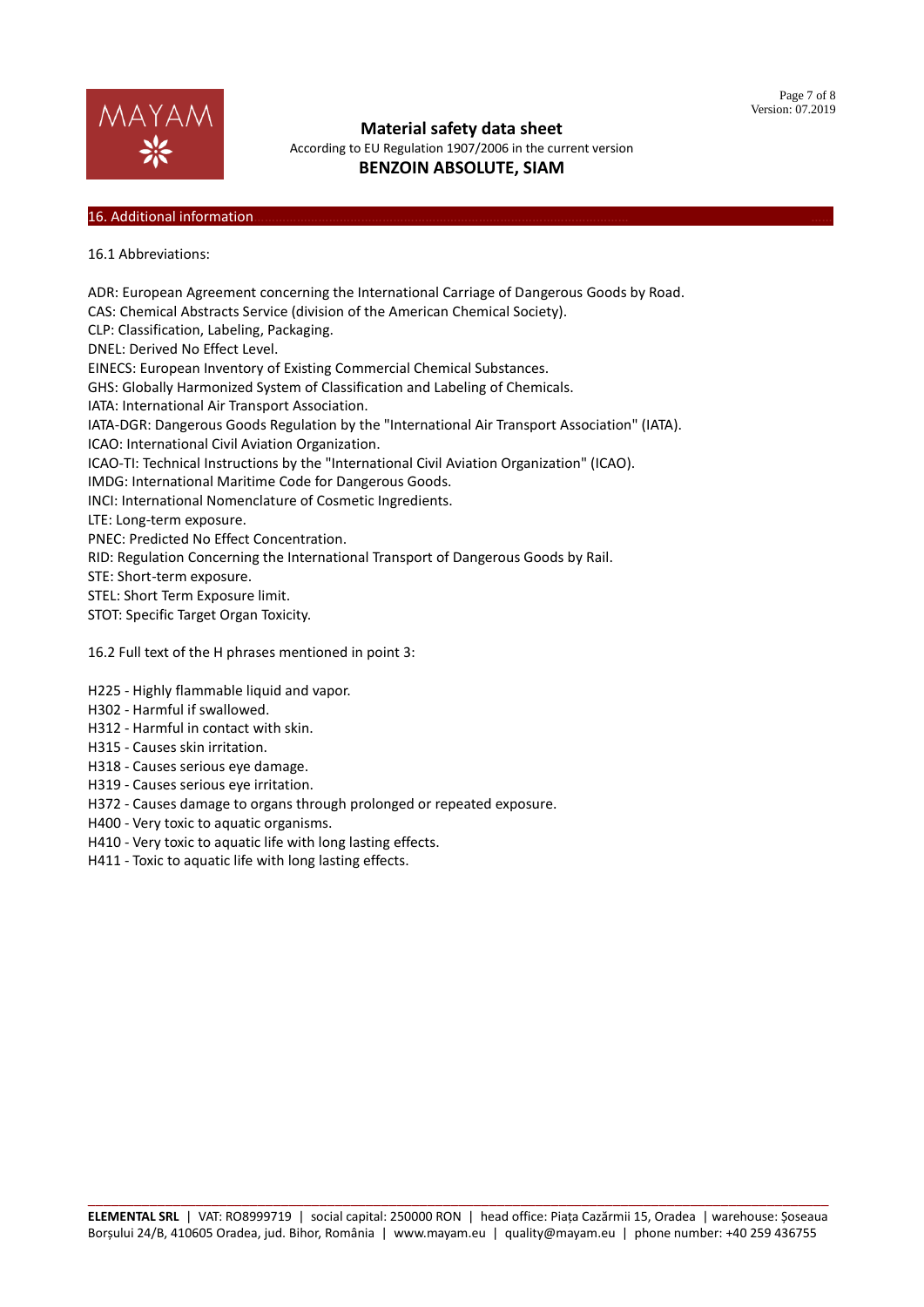## 16. Additional information

16.1 Abbreviations:

ADR: European Agreement concerning the International Carriage of Dangerous Goods by Road.
CAS: Chemical Abstracts Service (division of the American Chemical Society).
CLP: Classification, Labeling, Packaging.
DNEL: Derived No Effect Level.
EINECS: European Inventory of Existing Commercial Chemical Substances.
GHS: Globally Harmonized System of Classification and Labeling of Chemicals.
IATA: International Air Transport Association.
IATA-DGR: Dangerous Goods Regulation by the "International Air Transport Association" (IATA).
ICAO: International Civil Aviation Organization.
ICAO-TI: Technical Instructions by the "International Civil Aviation Organization" (ICAO).
IMDG: International Maritime Code for Dangerous Goods.
INCI: International Nomenclature of Cosmetic Ingredients.
LTE: Long-term exposure.
PNEC: Predicted No Effect Concentration.
RID: Regulation Concerning the International Transport of Dangerous Goods by Rail.
STE: Short-term exposure.
STEL: Short Term Exposure limit.
STOT: Specific Target Organ Toxicity.

16.2 Full text of the H phrases mentioned in point 3:

H225 - Highly flammable liquid and vapor.
H302 - Harmful if swallowed.
H312 - Harmful in contact with skin.
H315 - Causes skin irritation.
H318 - Causes serious eye damage.
H319 - Causes serious eye irritation.
H372 - Causes damage to organs through prolonged or repeated exposure.
H400 - Very toxic to aquatic organisms.
H410 - Very toxic to aquatic life with long lasting effects.
H411 - Toxic to aquatic life with long lasting effects.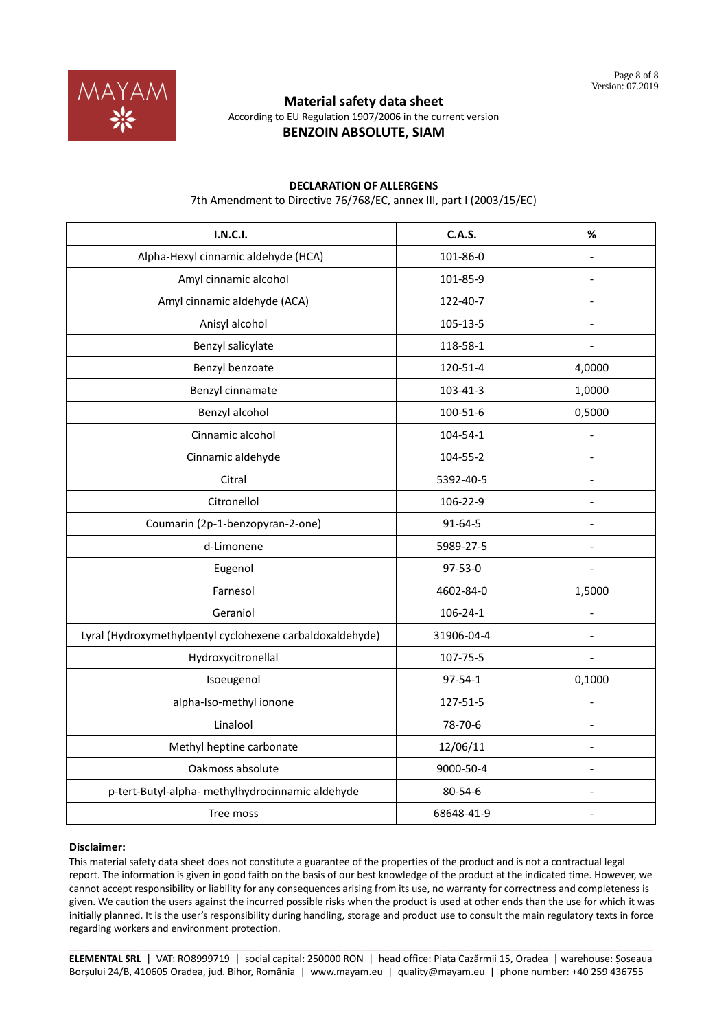# Material safety data sheet

According to EU Regulation 1907/2006 in the current version

## BENZOIN ABSOLUTE, SIAM

### DECLARATION OF ALLERGENS

7th Amendment to Directive 76/768/EC, annex III, part I (2003/15/EC)

| I.N.C.I. | C.A.S. | % |
|---|---|---|
| Alpha-Hexyl cinnamic aldehyde (HCA) | 101-86-0 | - |
| Amyl cinnamic alcohol | 101-85-9 | - |
| Amyl cinnamic aldehyde (ACA) | 122-40-7 | - |
| Anisyl alcohol | 105-13-5 | - |
| Benzyl salicylate | 118-58-1 | - |
| Benzyl benzoate | 120-51-4 | 4,0000 |
| Benzyl cinnamate | 103-41-3 | 1,0000 |
| Benzyl alcohol | 100-51-6 | 0,5000 |
| Cinnamic alcohol | 104-54-1 | - |
| Cinnamic aldehyde | 104-55-2 | - |
| Citral | 5392-40-5 | - |
| Citronellol | 106-22-9 | - |
| Coumarin (2p-1-benzopyran-2-one) | 91-64-5 | - |
| d-Limonene | 5989-27-5 | - |
| Eugenol | 97-53-0 | - |
| Farnesol | 4602-84-0 | 1,5000 |
| Geraniol | 106-24-1 | - |
| Lyral (Hydroxymethylpentyl cyclohexene carbaldoxaldehyde) | 31906-04-4 | - |
| Hydroxycitronellal | 107-75-5 | - |
| Isoeugenol | 97-54-1 | 0,1000 |
| alpha-Iso-methyl ionone | 127-51-5 | - |
| Linalool | 78-70-6 | - |
| Methyl heptine carbonate | 12/06/11 | - |
| Oakmoss absolute | 9000-50-4 | - |
| p-tert-Butyl-alpha- methylhydrocinnamic aldehyde | 80-54-6 | - |
| Tree moss | 68648-41-9 | - |

**Disclaimer:**

This material safety data sheet does not constitute a guarantee of the properties of the product and is not a contractual legal report. The information is given in good faith on the basis of our best knowledge of the product at the indicated time. However, we cannot accept responsibility or liability for any consequences arising from its use, no warranty for correctness and completeness is given. We caution the users against the incurred possible risks when the product is used at other ends than the use for which it was initially planned. It is the user's responsibility during handling, storage and product use to consult the main regulatory texts in force regarding workers and environment protection.